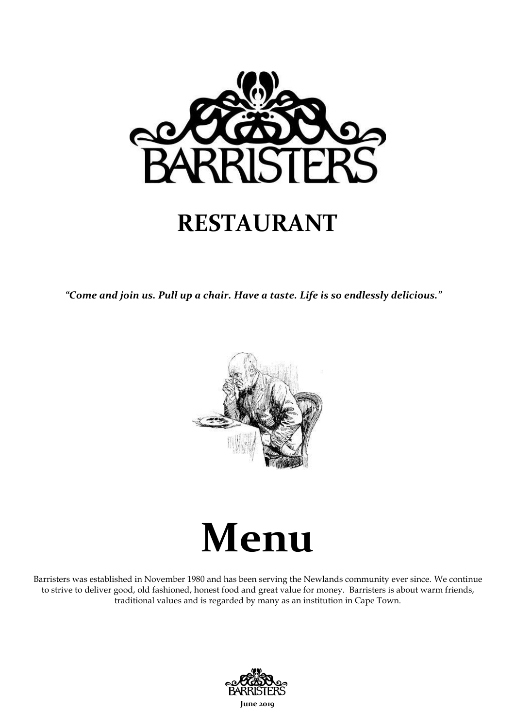# BARRISTERS

## RESTAURANT

*"Come and join us. Pull up a chair. Have a taste. Life is so endlessly delicious."*

# Menu

Barristers was established in November 1980 and has been serving the Newlands community ever since. We continue to strive to deliver good, old fashioned, honest food and great value for money. Barristers is about warm friends, traditional values and is regarded by many as an institution in Cape Town.

BARRISTERS

**June 2019**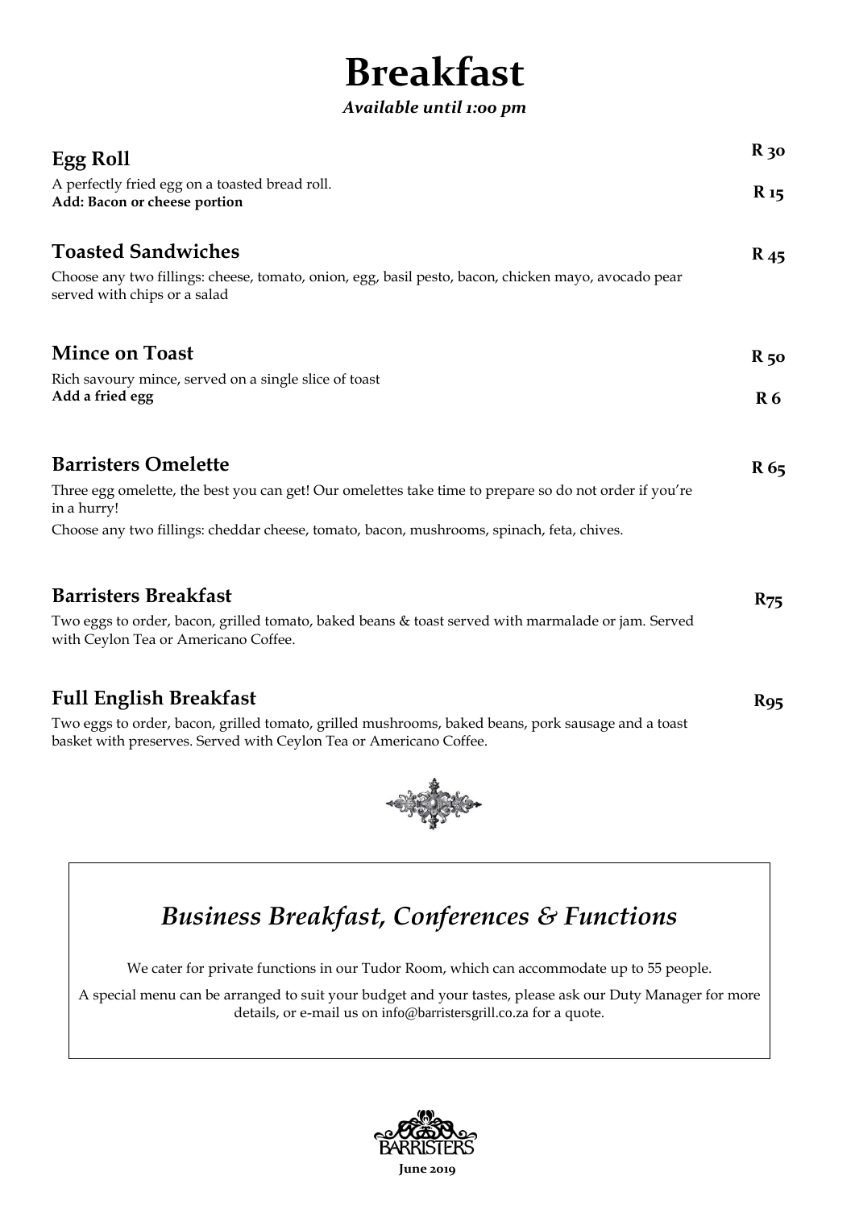# Breakfast

***Available until 1:00 pm***

## Egg Roll

**R 30**

A perfectly fried egg on a toasted bread roll.

**Add: Bacon or cheese portion** **R 15**

## Toasted Sandwiches

**R 45**

Choose any two fillings: cheese, tomato, onion, egg, basil pesto, bacon, chicken mayo, avocado pear served with chips or a salad

## Mince on Toast

**R 50**

Rich savoury mince, served on a single slice of toast

**Add a fried egg** **R 6**

## Barristers Omelette

**R 65**

Three egg omelette, the best you can get! Our omelettes take time to prepare so do not order if you're in a hurry!

Choose any two fillings: cheddar cheese, tomato, bacon, mushrooms, spinach, feta, chives.

## Barristers Breakfast

**R75**

Two eggs to order, bacon, grilled tomato, baked beans & toast served with marmalade or jam. Served with Ceylon Tea or Americano Coffee.

## Full English Breakfast

**R95**

Two eggs to order, bacon, grilled tomato, grilled mushrooms, baked beans, pork sausage and a toast basket with preserves. Served with Ceylon Tea or Americano Coffee.

## *Business Breakfast, Conferences & Functions*

We cater for private functions in our Tudor Room, which can accommodate up to 55 people.

A special menu can be arranged to suit your budget and your tastes, please ask our Duty Manager for more details, or e-mail us on info@barristersgrill.co.za for a quote.

BARRISTERS

**June 2019**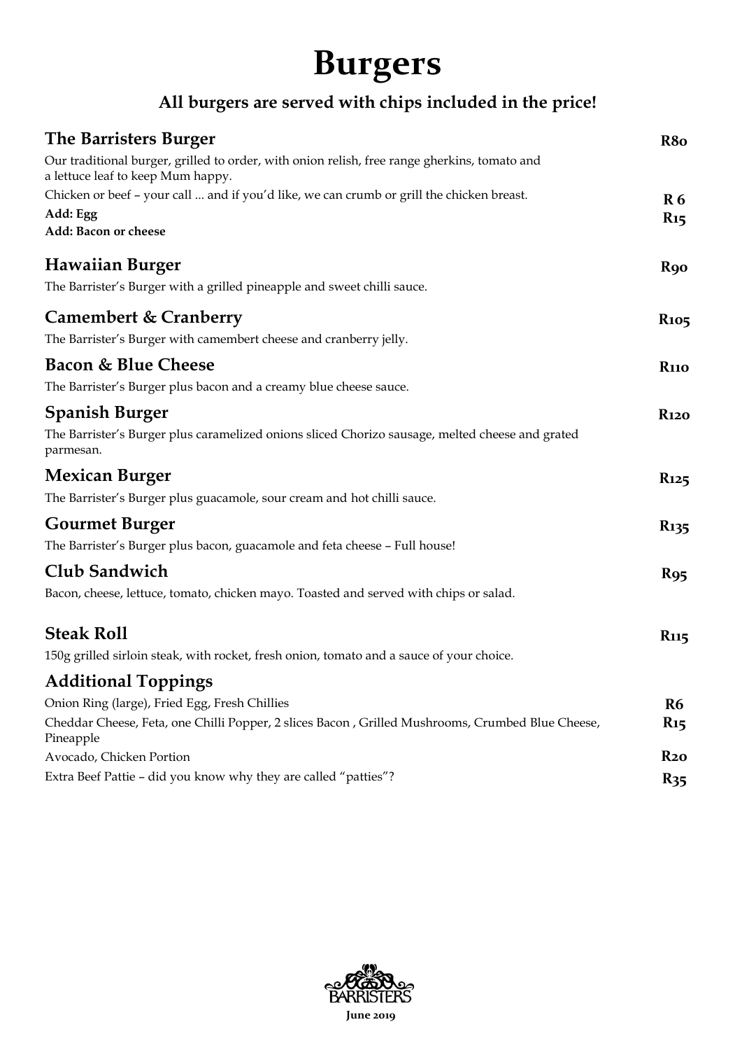# Burgers

**All burgers are served with chips included in the price!**

## The Barristers Burger **R80**

Our traditional burger, grilled to order, with onion relish, free range gherkins, tomato and a lettuce leaf to keep Mum happy.

Chicken or beef – your call ... and if you'd like, we can crumb or grill the chicken breast.

**Add: Egg** **R 6**

**Add: Bacon or cheese** **R15**

## Hawaiian Burger **R90**

The Barrister's Burger with a grilled pineapple and sweet chilli sauce.

## Camembert & Cranberry **R105**

The Barrister's Burger with camembert cheese and cranberry jelly.

## Bacon & Blue Cheese **R110**

The Barrister's Burger plus bacon and a creamy blue cheese sauce.

## Spanish Burger **R120**

The Barrister's Burger plus caramelized onions sliced Chorizo sausage, melted cheese and grated parmesan.

## Mexican Burger **R125**

The Barrister's Burger plus guacamole, sour cream and hot chilli sauce.

## Gourmet Burger **R135**

The Barrister's Burger plus bacon, guacamole and feta cheese – Full house!

## Club Sandwich **R95**

Bacon, cheese, lettuce, tomato, chicken mayo. Toasted and served with chips or salad.

## Steak Roll **R115**

150g grilled sirloin steak, with rocket, fresh onion, tomato and a sauce of your choice.

## Additional Toppings

| Topping | Price |
| --- | --- |
| Onion Ring (large), Fried Egg, Fresh Chillies | R6 |
| Cheddar Cheese, Feta, one Chilli Popper, 2 slices Bacon , Grilled Mushrooms, Crumbed Blue Cheese, Pineapple | R15 |
| Avocado, Chicken Portion | R20 |
| Extra Beef Pattie – did you know why they are called "patties"? | R35 |

BARRISTERS

June 2019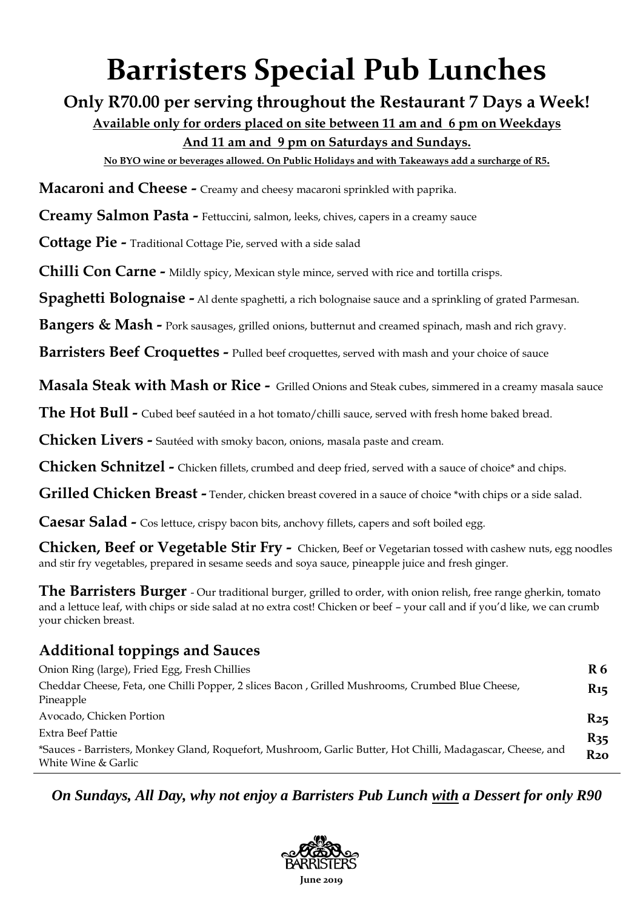# Barristers Special Pub Lunches

## Only R70.00 per serving throughout the Restaurant 7 Days a Week!

**Available only for orders placed on site between 11 am and 6 pm on Weekdays**

**And 11 am and 9 pm on Saturdays and Sundays.**

**No BYO wine or beverages allowed. On Public Holidays and with Takeaways add a surcharge of R5.**

**Macaroni and Cheese -** Creamy and cheesy macaroni sprinkled with paprika.

**Creamy Salmon Pasta -** Fettuccini, salmon, leeks, chives, capers in a creamy sauce

**Cottage Pie -** Traditional Cottage Pie, served with a side salad

**Chilli Con Carne -** Mildly spicy, Mexican style mince, served with rice and tortilla crisps.

**Spaghetti Bolognaise -** Al dente spaghetti, a rich bolognaise sauce and a sprinkling of grated Parmesan.

**Bangers & Mash -** Pork sausages, grilled onions, butternut and creamed spinach, mash and rich gravy.

**Barristers Beef Croquettes -** Pulled beef croquettes, served with mash and your choice of sauce

**Masala Steak with Mash or Rice -** Grilled Onions and Steak cubes, simmered in a creamy masala sauce

**The Hot Bull -** Cubed beef sautéed in a hot tomato/chilli sauce, served with fresh home baked bread.

**Chicken Livers -** Sautéed with smoky bacon, onions, masala paste and cream.

**Chicken Schnitzel -** Chicken fillets, crumbed and deep fried, served with a sauce of choice* and chips.

**Grilled Chicken Breast -** Tender, chicken breast covered in a sauce of choice *with chips or a side salad.

**Caesar Salad -** Cos lettuce, crispy bacon bits, anchovy fillets, capers and soft boiled egg.

**Chicken, Beef or Vegetable Stir Fry -** Chicken, Beef or Vegetarian tossed with cashew nuts, egg noodles and stir fry vegetables, prepared in sesame seeds and soya sauce, pineapple juice and fresh ginger.

**The Barristers Burger** - Our traditional burger, grilled to order, with onion relish, free range gherkin, tomato and a lettuce leaf, with chips or side salad at no extra cost! Chicken or beef – your call and if you'd like, we can crumb your chicken breast.

### Additional toppings and Sauces

| | |
|---|---|
| Onion Ring (large), Fried Egg, Fresh Chillies | **R 6** |
| Cheddar Cheese, Feta, one Chilli Popper, 2 slices Bacon , Grilled Mushrooms, Crumbed Blue Cheese, Pineapple | **R15** |
| Avocado, Chicken Portion | **R25** |
| Extra Beef Pattie | **R35** |
| *Sauces - Barristers, Monkey Gland, Roquefort, Mushroom, Garlic Butter, Hot Chilli, Madagascar, Cheese, and White Wine & Garlic | **R20** |

***On Sundays, All Day, why not enjoy a Barristers Pub Lunch with a Dessert for only R90***

BARRISTERS

**June 2019**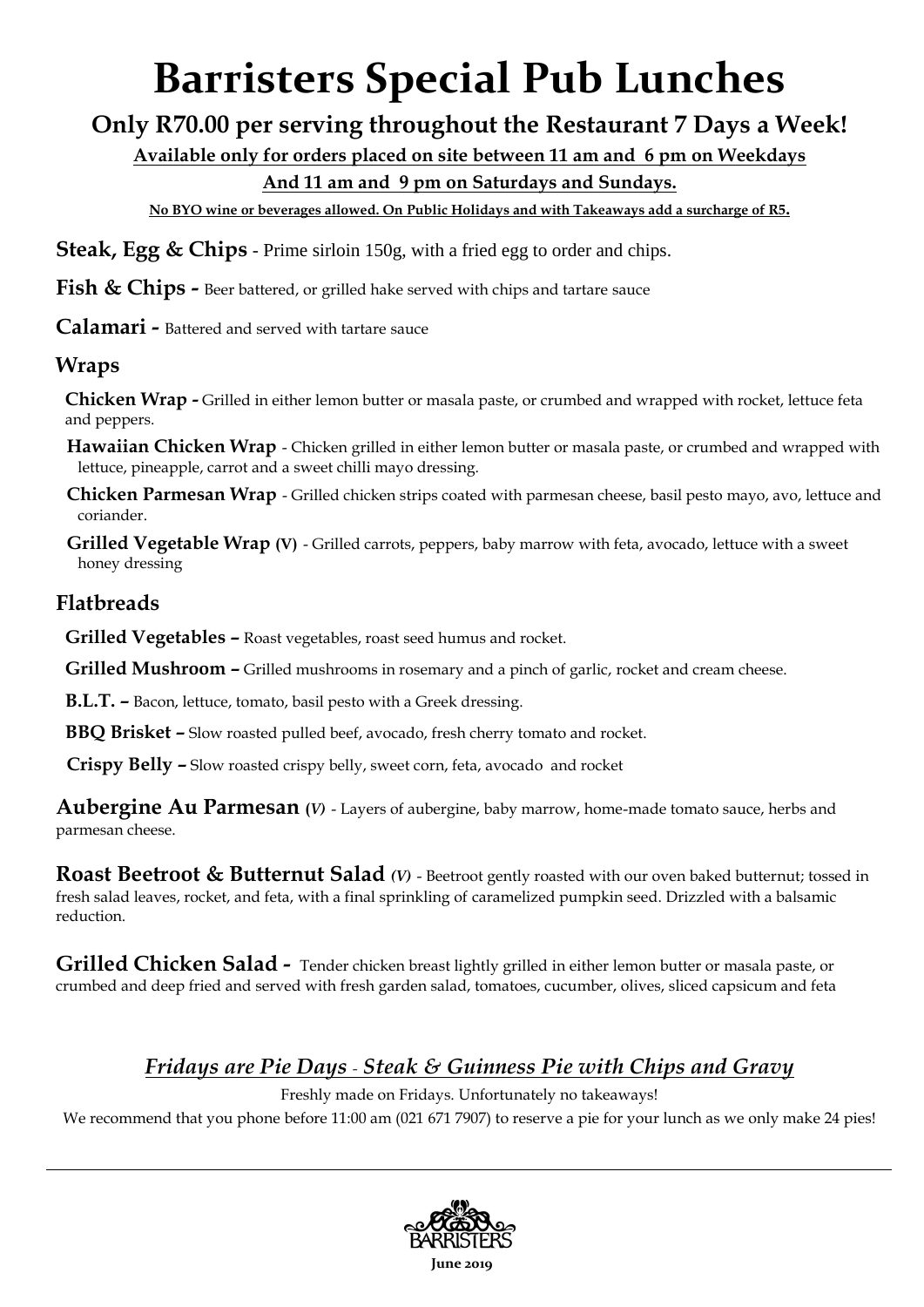# Barristers Special Pub Lunches

## Only R70.00 per serving throughout the Restaurant 7 Days a Week!

**Available only for orders placed on site between 11 am and 6 pm on Weekdays**

**And 11 am and 9 pm on Saturdays and Sundays.**

**No BYO wine or beverages allowed. On Public Holidays and with Takeaways add a surcharge of R5.**

**Steak, Egg & Chips** - Prime sirloin 150g, with a fried egg to order and chips.

**Fish & Chips -** Beer battered, or grilled hake served with chips and tartare sauce

**Calamari -** Battered and served with tartare sauce

### Wraps

**Chicken Wrap -** Grilled in either lemon butter or masala paste, or crumbed and wrapped with rocket, lettuce feta and peppers.

**Hawaiian Chicken Wrap** - Chicken grilled in either lemon butter or masala paste, or crumbed and wrapped with lettuce, pineapple, carrot and a sweet chilli mayo dressing.

**Chicken Parmesan Wrap** - Grilled chicken strips coated with parmesan cheese, basil pesto mayo, avo, lettuce and coriander.

**Grilled Vegetable Wrap (V)** - Grilled carrots, peppers, baby marrow with feta, avocado, lettuce with a sweet honey dressing

### Flatbreads

**Grilled Vegetables –** Roast vegetables, roast seed humus and rocket.

**Grilled Mushroom –** Grilled mushrooms in rosemary and a pinch of garlic, rocket and cream cheese.

**B.L.T. –** Bacon, lettuce, tomato, basil pesto with a Greek dressing.

**BBQ Brisket –** Slow roasted pulled beef, avocado, fresh cherry tomato and rocket.

**Crispy Belly –** Slow roasted crispy belly, sweet corn, feta, avocado and rocket

**Aubergine Au Parmesan** *(V)* - Layers of aubergine, baby marrow, home-made tomato sauce, herbs and parmesan cheese.

**Roast Beetroot & Butternut Salad** *(V)* - Beetroot gently roasted with our oven baked butternut; tossed in fresh salad leaves, rocket, and feta, with a final sprinkling of caramelized pumpkin seed. Drizzled with a balsamic reduction.

**Grilled Chicken Salad -** Tender chicken breast lightly grilled in either lemon butter or masala paste, or crumbed and deep fried and served with fresh garden salad, tomatoes, cucumber, olives, sliced capsicum and feta

## *Fridays are Pie Days - Steak & Guinness Pie with Chips and Gravy*

Freshly made on Fridays. Unfortunately no takeaways!

We recommend that you phone before 11:00 am (021 671 7907) to reserve a pie for your lunch as we only make 24 pies!

BARRISTERS

**June 2019**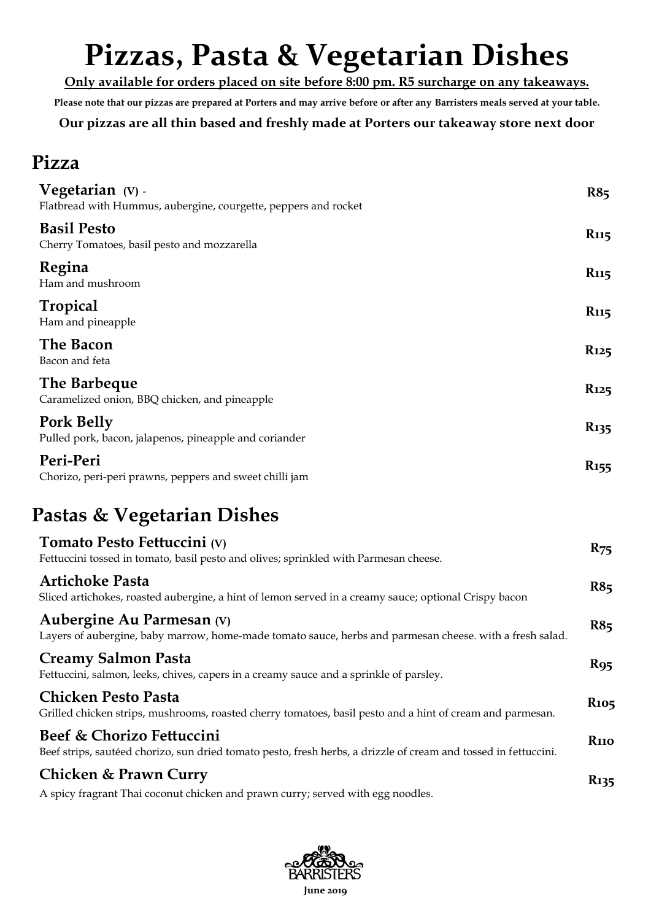# Pizzas, Pasta & Vegetarian Dishes

**Only available for orders placed on site before 8:00 pm. R5 surcharge on any takeaways.**

**Please note that our pizzas are prepared at Porters and may arrive before or after any Barristers meals served at your table.**

**Our pizzas are all thin based and freshly made at Porters our takeaway store next door**

## Pizza

**Vegetarian (V)** - **R85**
Flatbread with Hummus, aubergine, courgette, peppers and rocket

**Basil Pesto** **R115**
Cherry Tomatoes, basil pesto and mozzarella

**Regina** **R115**
Ham and mushroom

**Tropical** **R115**
Ham and pineapple

**The Bacon** **R125**
Bacon and feta

**The Barbeque** **R125**
Caramelized onion, BBQ chicken, and pineapple

**Pork Belly** **R135**
Pulled pork, bacon, jalapenos, pineapple and coriander

**Peri-Peri** **R155**
Chorizo, peri-peri prawns, peppers and sweet chilli jam

## Pastas & Vegetarian Dishes

**Tomato Pesto Fettuccini (V)** **R75**
Fettuccini tossed in tomato, basil pesto and olives; sprinkled with Parmesan cheese.

**Artichoke Pasta** **R85**
Sliced artichokes, roasted aubergine, a hint of lemon served in a creamy sauce; optional Crispy bacon

**Aubergine Au Parmesan (V)** **R85**
Layers of aubergine, baby marrow, home-made tomato sauce, herbs and parmesan cheese. with a fresh salad.

**Creamy Salmon Pasta** **R95**
Fettuccini, salmon, leeks, chives, capers in a creamy sauce and a sprinkle of parsley.

**Chicken Pesto Pasta** **R105**
Grilled chicken strips, mushrooms, roasted cherry tomatoes, basil pesto and a hint of cream and parmesan.

**Beef & Chorizo Fettuccini** **R110**
Beef strips, sautéed chorizo, sun dried tomato pesto, fresh herbs, a drizzle of cream and tossed in fettuccini.

**Chicken & Prawn Curry** **R135**
A spicy fragrant Thai coconut chicken and prawn curry; served with egg noodles.

BARRISTERS

June 2019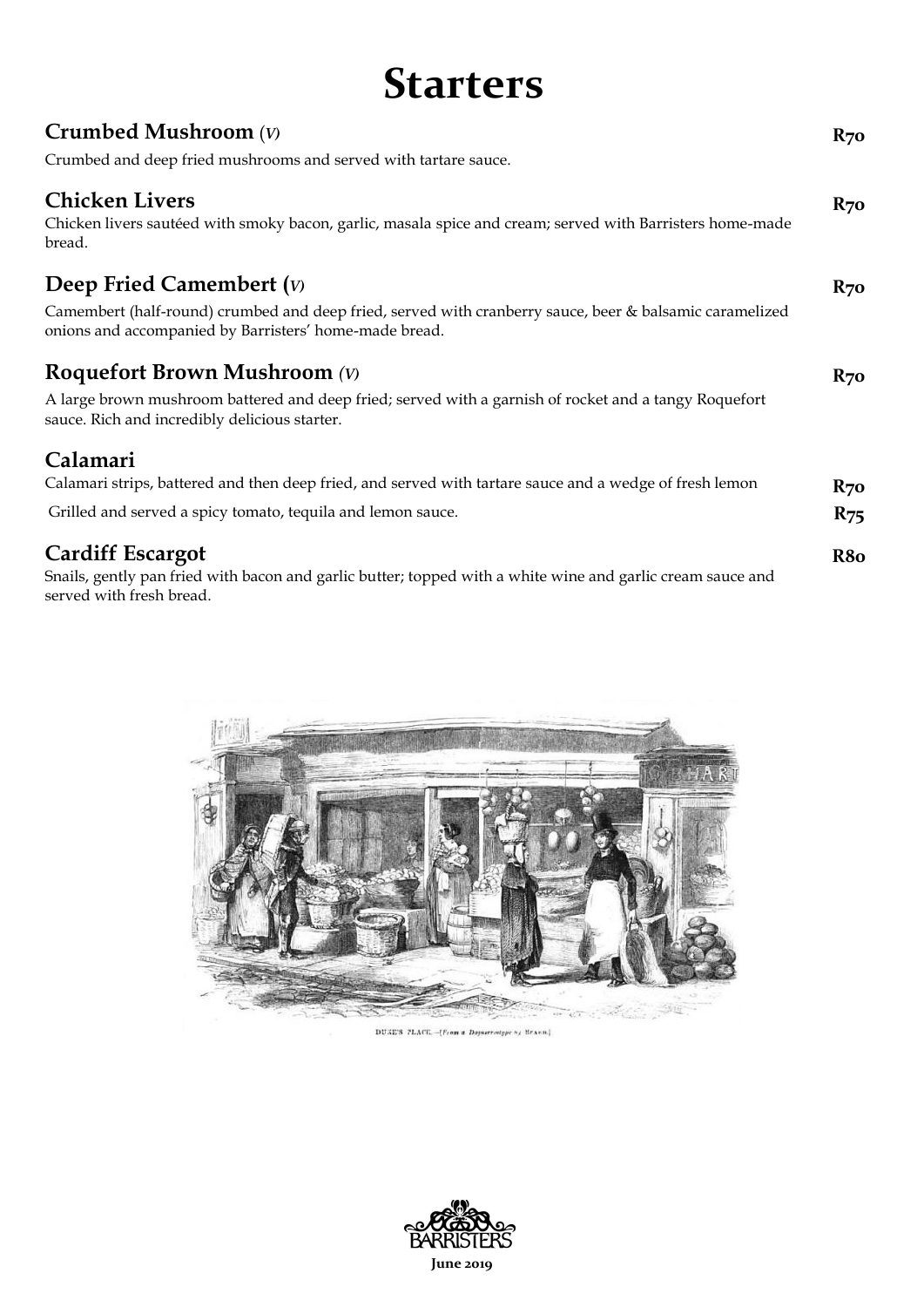# Starters

### Crumbed Mushroom *(V)* — R70

Crumbed and deep fried mushrooms and served with tartare sauce.

### Chicken Livers — R70

Chicken livers sautéed with smoky bacon, garlic, masala spice and cream; served with Barristers home-made bread.

### Deep Fried Camembert *(V)* — R70

Camembert (half-round) crumbed and deep fried, served with cranberry sauce, beer & balsamic caramelized onions and accompanied by Barristers' home-made bread.

### Roquefort Brown Mushroom *(V)* — R70

A large brown mushroom battered and deep fried; served with a garnish of rocket and a tangy Roquefort sauce. Rich and incredibly delicious starter.

### Calamari

Calamari strips, battered and then deep fried, and served with tartare sauce and a wedge of fresh lemon — **R70**

Grilled and served a spicy tomato, tequila and lemon sauce. — **R75**

### Cardiff Escargot — R80

Snails, gently pan fried with bacon and garlic butter; topped with a white wine and garlic cream sauce and served with fresh bread.

DUKE'S PLACE. –[From a Daguerreotype by Beard.]

BARRISTERS

**June 2019**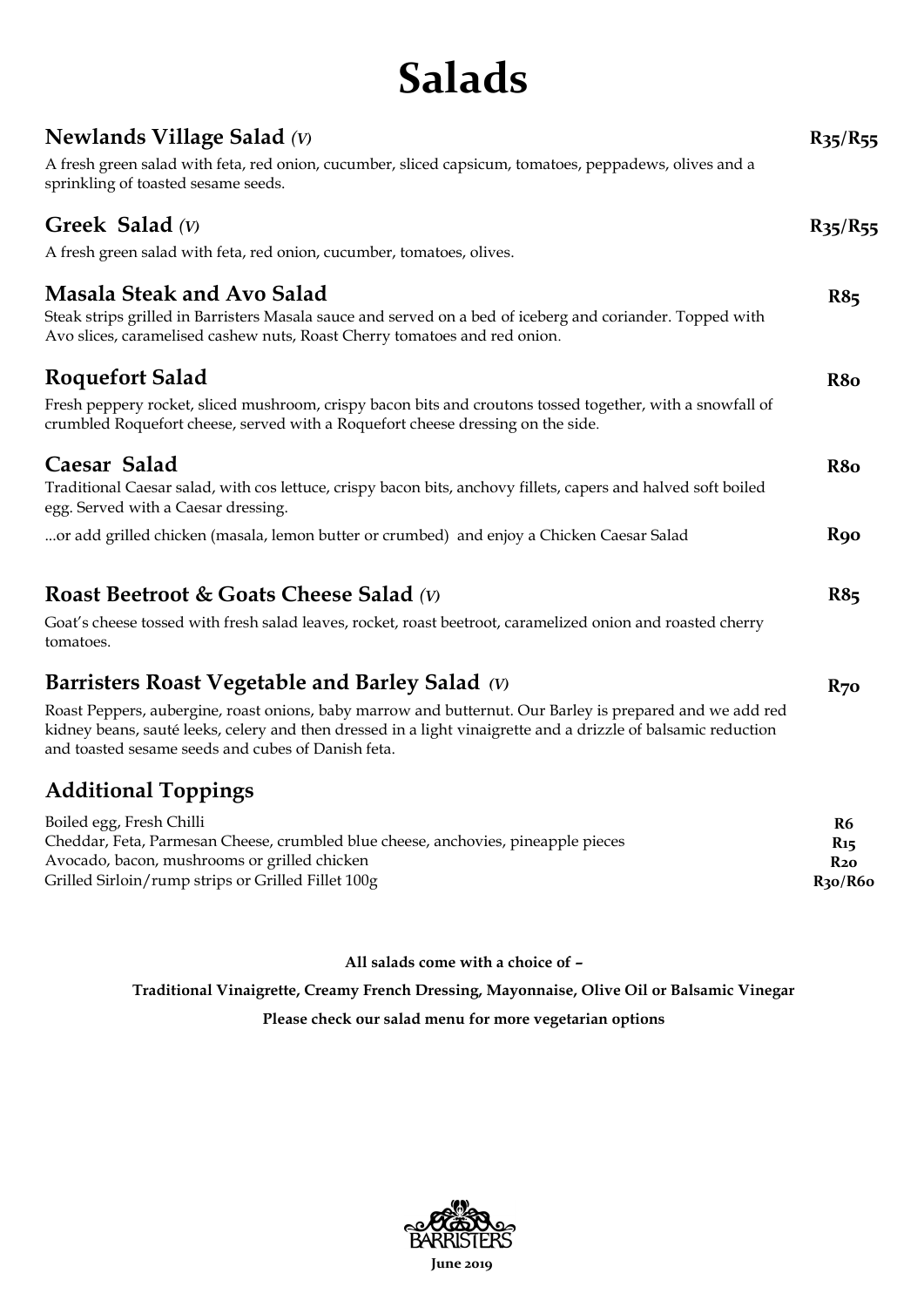# Salads

## Newlands Village Salad *(V)* — R35/R55

A fresh green salad with feta, red onion, cucumber, sliced capsicum, tomatoes, peppadews, olives and a sprinkling of toasted sesame seeds.

## Greek Salad *(V)* — R35/R55

A fresh green salad with feta, red onion, cucumber, tomatoes, olives.

## Masala Steak and Avo Salad — R85

Steak strips grilled in Barristers Masala sauce and served on a bed of iceberg and coriander. Topped with Avo slices, caramelised cashew nuts, Roast Cherry tomatoes and red onion.

## Roquefort Salad — R80

Fresh peppery rocket, sliced mushroom, crispy bacon bits and croutons tossed together, with a snowfall of crumbled Roquefort cheese, served with a Roquefort cheese dressing on the side.

## Caesar Salad — R80

Traditional Caesar salad, with cos lettuce, crispy bacon bits, anchovy fillets, capers and halved soft boiled egg. Served with a Caesar dressing.

...or add grilled chicken (masala, lemon butter or crumbed) and enjoy a Chicken Caesar Salad — **R90**

## Roast Beetroot & Goats Cheese Salad *(V)* — R85

Goat's cheese tossed with fresh salad leaves, rocket, roast beetroot, caramelized onion and roasted cherry tomatoes.

## Barristers Roast Vegetable and Barley Salad *(V)* — R70

Roast Peppers, aubergine, roast onions, baby marrow and butternut. Our Barley is prepared and we add red kidney beans, sauté leeks, celery and then dressed in a light vinaigrette and a drizzle of balsamic reduction and toasted sesame seeds and cubes of Danish feta.

## Additional Toppings

| Topping | Price |
|---|---|
| Boiled egg, Fresh Chilli | R6 |
| Cheddar, Feta, Parmesan Cheese, crumbled blue cheese, anchovies, pineapple pieces | R15 |
| Avocado, bacon, mushrooms or grilled chicken | R20 |
| Grilled Sirloin/rump strips or Grilled Fillet 100g | R30/R60 |

**All salads come with a choice of –**

**Traditional Vinaigrette, Creamy French Dressing, Mayonnaise, Olive Oil or Balsamic Vinegar**

**Please check our salad menu for more vegetarian options**

BARRISTERS

**June 2019**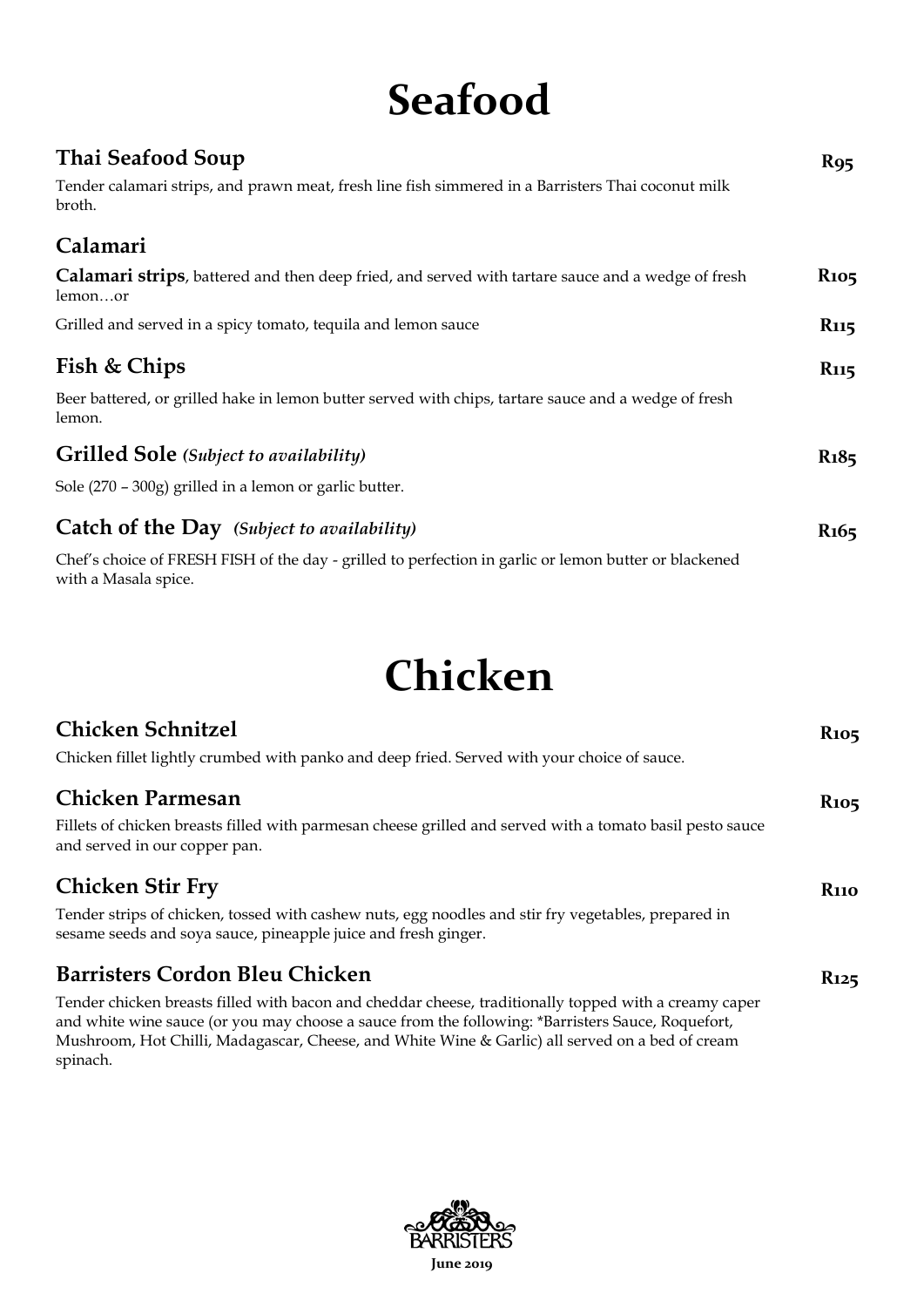# Seafood

### Thai Seafood Soup

**R95**

Tender calamari strips, and prawn meat, fresh line fish simmered in a Barristers Thai coconut milk broth.

### Calamari

**Calamari strips**, battered and then deep fried, and served with tartare sauce and a wedge of fresh lemon…or **R105**

Grilled and served in a spicy tomato, tequila and lemon sauce **R115**

### Fish & Chips

**R115**

Beer battered, or grilled hake in lemon butter served with chips, tartare sauce and a wedge of fresh lemon.

### Grilled Sole *(Subject to availability)*

**R185**

Sole (270 – 300g) grilled in a lemon or garlic butter.

### Catch of the Day *(Subject to availability)*

**R165**

Chef's choice of FRESH FISH of the day - grilled to perfection in garlic or lemon butter or blackened with a Masala spice.

# Chicken

### Chicken Schnitzel

**R105**

Chicken fillet lightly crumbed with panko and deep fried. Served with your choice of sauce.

### Chicken Parmesan

**R105**

Fillets of chicken breasts filled with parmesan cheese grilled and served with a tomato basil pesto sauce and served in our copper pan.

### Chicken Stir Fry

**R110**

Tender strips of chicken, tossed with cashew nuts, egg noodles and stir fry vegetables, prepared in sesame seeds and soya sauce, pineapple juice and fresh ginger.

### Barristers Cordon Bleu Chicken

**R125**

Tender chicken breasts filled with bacon and cheddar cheese, traditionally topped with a creamy caper and white wine sauce (or you may choose a sauce from the following: *Barristers Sauce, Roquefort, Mushroom, Hot Chilli, Madagascar, Cheese, and White Wine & Garlic) all served on a bed of cream spinach.

BARRISTERS

June 2019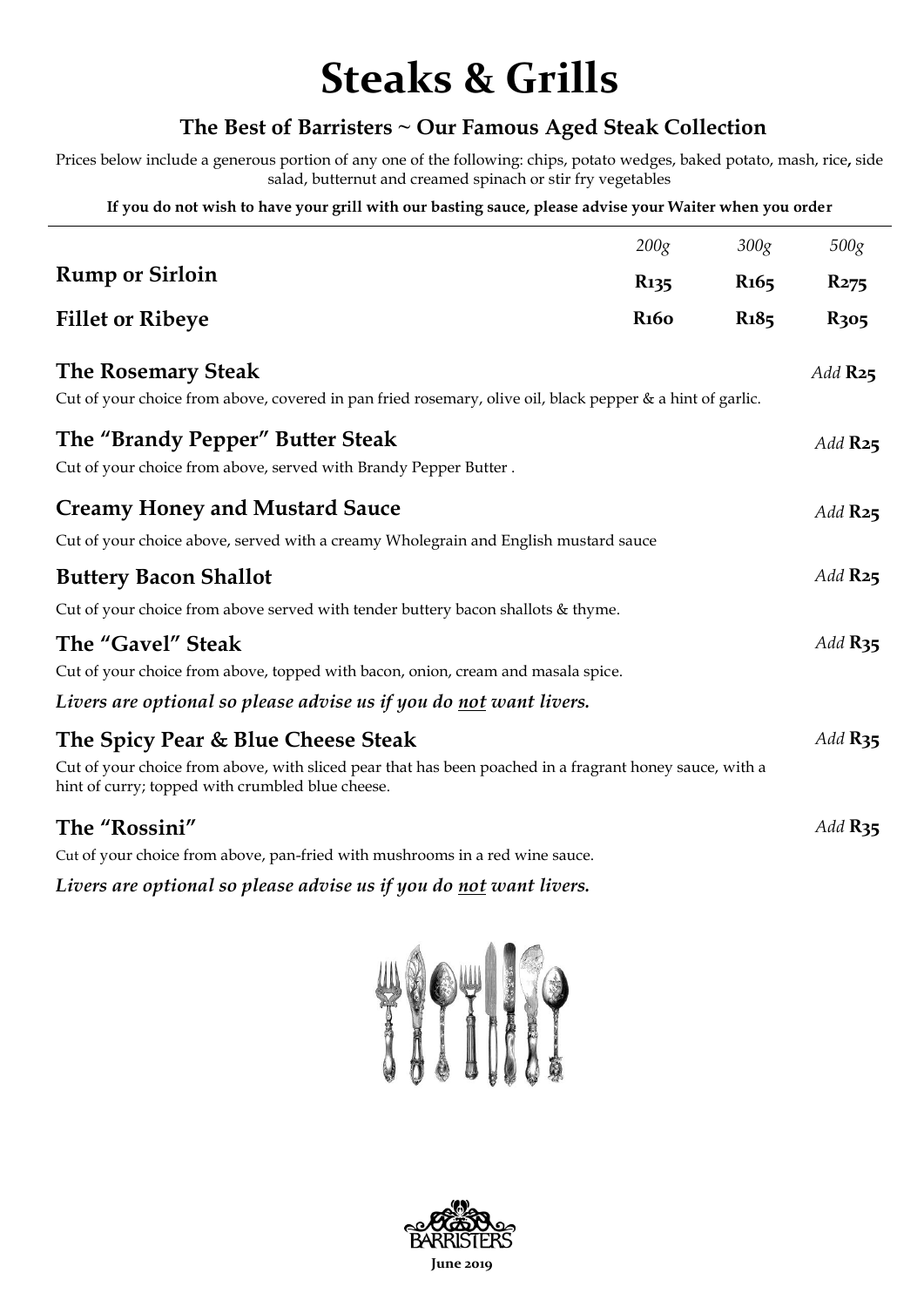# Steaks & Grills

### The Best of Barristers ~ Our Famous Aged Steak Collection

Prices below include a generous portion of any one of the following: chips, potato wedges, baked potato, mash, rice**,** side salad, butternut and creamed spinach or stir fry vegetables

**If you do not wish to have your grill with our basting sauce, please advise your Waiter when you order**

| | *200g* | *300g* | *500g* |
|---|---|---|---|
| **Rump or Sirloin** | **R135** | **R165** | **R275** |
| **Fillet or Ribeye** | **R160** | **R185** | **R305** |

**The Rosemary Steak** — *Add* **R25**

Cut of your choice from above, covered in pan fried rosemary, olive oil, black pepper & a hint of garlic.

**The "Brandy Pepper" Butter Steak** — *Add* **R25**

Cut of your choice from above, served with Brandy Pepper Butter .

**Creamy Honey and Mustard Sauce** — *Add* **R25**

Cut of your choice above, served with a creamy Wholegrain and English mustard sauce

**Buttery Bacon Shallot** — *Add* **R25**

Cut of your choice from above served with tender buttery bacon shallots & thyme.

**The "Gavel" Steak** — *Add* **R35**

Cut of your choice from above, topped with bacon, onion, cream and masala spice.

***Livers are optional so please advise us if you do not want livers.***

**The Spicy Pear & Blue Cheese Steak** — *Add* **R35**

Cut of your choice from above, with sliced pear that has been poached in a fragrant honey sauce, with a hint of curry; topped with crumbled blue cheese.

**The "Rossini"** — *Add* **R35**

Cut of your choice from above, pan-fried with mushrooms in a red wine sauce.

***Livers are optional so please advise us if you do not want livers.***

BARRISTERS

**June 2019**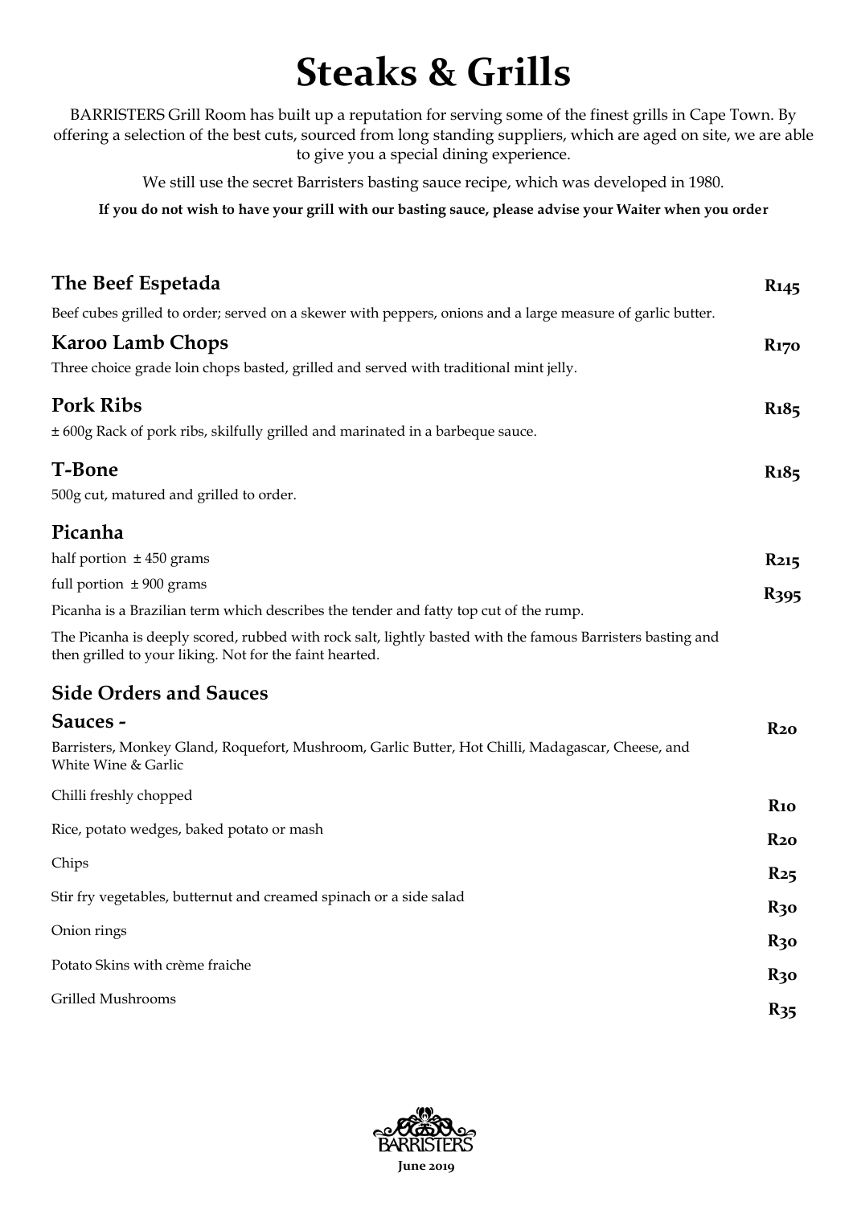# Steaks & Grills

BARRISTERS Grill Room has built up a reputation for serving some of the finest grills in Cape Town. By offering a selection of the best cuts, sourced from long standing suppliers, which are aged on site, we are able to give you a special dining experience.

We still use the secret Barristers basting sauce recipe, which was developed in 1980.

**If you do not wish to have your grill with our basting sauce, please advise your Waiter when you order**

### The Beef Espetada — **R145**

Beef cubes grilled to order; served on a skewer with peppers, onions and a large measure of garlic butter.

### Karoo Lamb Chops — **R170**

Three choice grade loin chops basted, grilled and served with traditional mint jelly.

### Pork Ribs — **R185**

± 600g Rack of pork ribs, skilfully grilled and marinated in a barbeque sauce.

### T-Bone — **R185**

500g cut, matured and grilled to order.

### Picanha

half portion ± 450 grams — **R215**

full portion ± 900 grams — **R395**

Picanha is a Brazilian term which describes the tender and fatty top cut of the rump.

The Picanha is deeply scored, rubbed with rock salt, lightly basted with the famous Barristers basting and then grilled to your liking. Not for the faint hearted.

### Side Orders and Sauces

**Sauces -** — **R20**

Barristers, Monkey Gland, Roquefort, Mushroom, Garlic Butter, Hot Chilli, Madagascar, Cheese, and White Wine & Garlic

Chilli freshly chopped — **R10**

Rice, potato wedges, baked potato or mash — **R20**

Chips — **R25**

Stir fry vegetables, butternut and creamed spinach or a side salad — **R30**

Onion rings — **R30**

Potato Skins with crème fraiche — **R30**

Grilled Mushrooms — **R35**

BARRISTERS

June 2019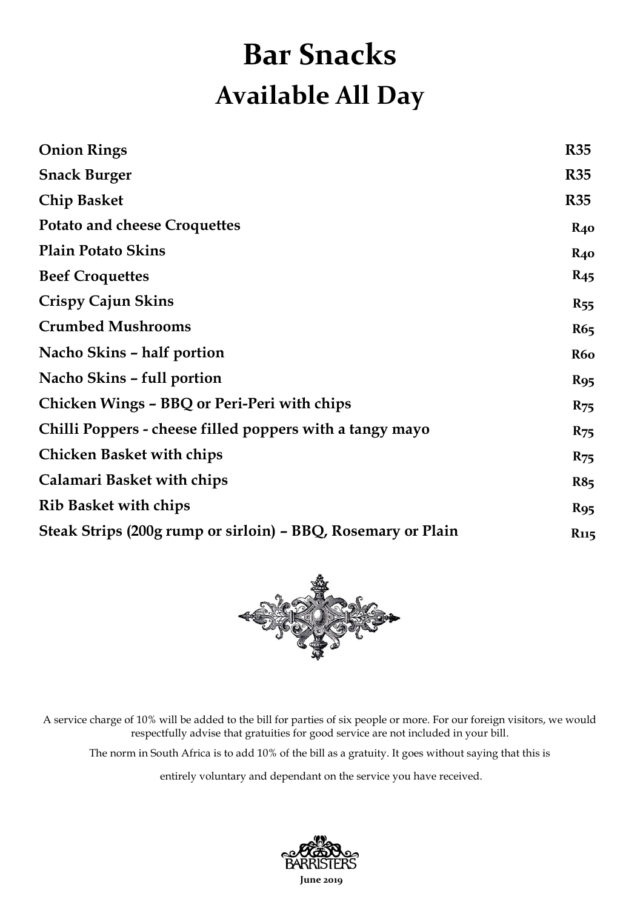# Bar Snacks

## Available All Day

| | |
|---|---|
| **Onion Rings** | **R35** |
| **Snack Burger** | **R35** |
| **Chip Basket** | **R35** |
| **Potato and cheese Croquettes** | **R40** |
| **Plain Potato Skins** | **R40** |
| **Beef Croquettes** | **R45** |
| **Crispy Cajun Skins** | **R55** |
| **Crumbed Mushrooms** | **R65** |
| **Nacho Skins – half portion** | **R60** |
| **Nacho Skins – full portion** | **R95** |
| **Chicken Wings – BBQ or Peri-Peri with chips** | **R75** |
| **Chilli Poppers - cheese filled poppers with a tangy mayo** | **R75** |
| **Chicken Basket with chips** | **R75** |
| **Calamari Basket with chips** | **R85** |
| **Rib Basket with chips** | **R95** |
| **Steak Strips (200g rump or sirloin) – BBQ, Rosemary or Plain** | **R115** |

A service charge of 10% will be added to the bill for parties of six people or more. For our foreign visitors, we would respectfully advise that gratuities for good service are not included in your bill.

The norm in South Africa is to add 10% of the bill as a gratuity. It goes without saying that this is entirely voluntary and dependant on the service you have received.

BARRISTERS

**June 2019**